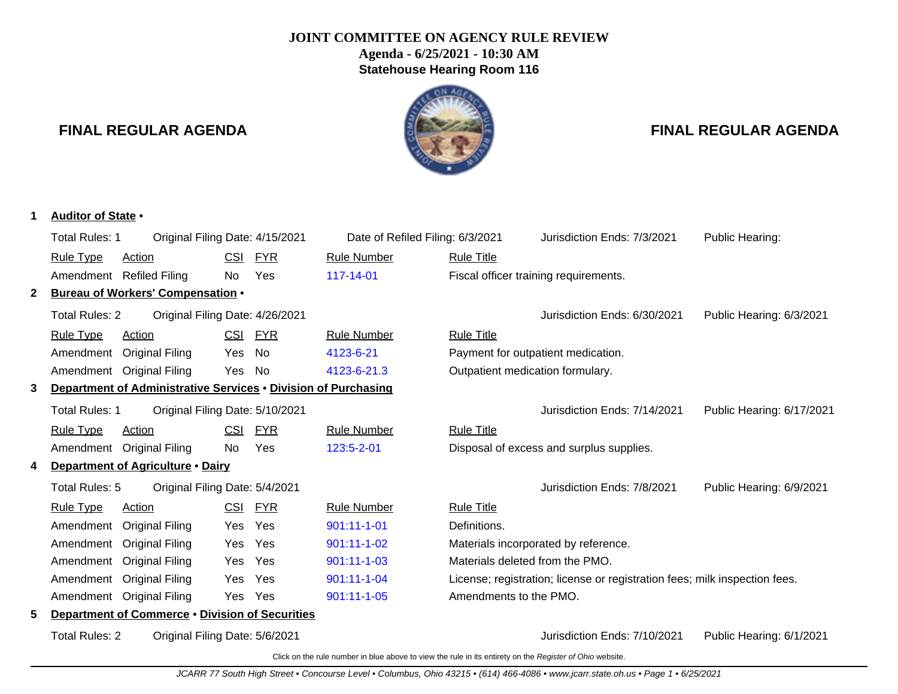# JOINT COMMITTEE ON AGENCY RULE REVIEW

**Agenda - 6/25/2021 - 10:30 AM**

**Statehouse Hearing Room 116**

## FINAL REGULAR AGENDA

**1 Auditor of State •**

Total Rules: 1 | Original Filing Date: 4/15/2021 | Date of Refiled Filing: 6/3/2021 | Jurisdiction Ends: 7/3/2021 | Public Hearing:

| Rule Type | Action | CSI | FYR | Rule Number | Rule Title |
|---|---|---|---|---|---|
| Amendment | Refiled Filing | No | Yes | 117-14-01 | Fiscal officer training requirements. |

**2 Bureau of Workers' Compensation •**

Total Rules: 2 | Original Filing Date: 4/26/2021 | Jurisdiction Ends: 6/30/2021 | Public Hearing: 6/3/2021

| Rule Type | Action | CSI | FYR | Rule Number | Rule Title |
|---|---|---|---|---|---|
| Amendment | Original Filing | Yes | No | 4123-6-21 | Payment for outpatient medication. |
| Amendment | Original Filing | Yes | No | 4123-6-21.3 | Outpatient medication formulary. |

**3 Department of Administrative Services • Division of Purchasing**

Total Rules: 1 | Original Filing Date: 5/10/2021 | Jurisdiction Ends: 7/14/2021 | Public Hearing: 6/17/2021

| Rule Type | Action | CSI | FYR | Rule Number | Rule Title |
|---|---|---|---|---|---|
| Amendment | Original Filing | No | Yes | 123:5-2-01 | Disposal of excess and surplus supplies. |

**4 Department of Agriculture • Dairy**

Total Rules: 5 | Original Filing Date: 5/4/2021 | Jurisdiction Ends: 7/8/2021 | Public Hearing: 6/9/2021

| Rule Type | Action | CSI | FYR | Rule Number | Rule Title |
|---|---|---|---|---|---|
| Amendment | Original Filing | Yes | Yes | 901:11-1-01 | Definitions. |
| Amendment | Original Filing | Yes | Yes | 901:11-1-02 | Materials incorporated by reference. |
| Amendment | Original Filing | Yes | Yes | 901:11-1-03 | Materials deleted from the PMO. |
| Amendment | Original Filing | Yes | Yes | 901:11-1-04 | License; registration; license or registration fees; milk inspection fees. |
| Amendment | Original Filing | Yes | Yes | 901:11-1-05 | Amendments to the PMO. |

**5 Department of Commerce • Division of Securities**

Total Rules: 2 | Original Filing Date: 5/6/2021 | Jurisdiction Ends: 7/10/2021 | Public Hearing: 6/1/2021

Click on the rule number in blue above to view the rule in its entirety on the *Register of Ohio* website.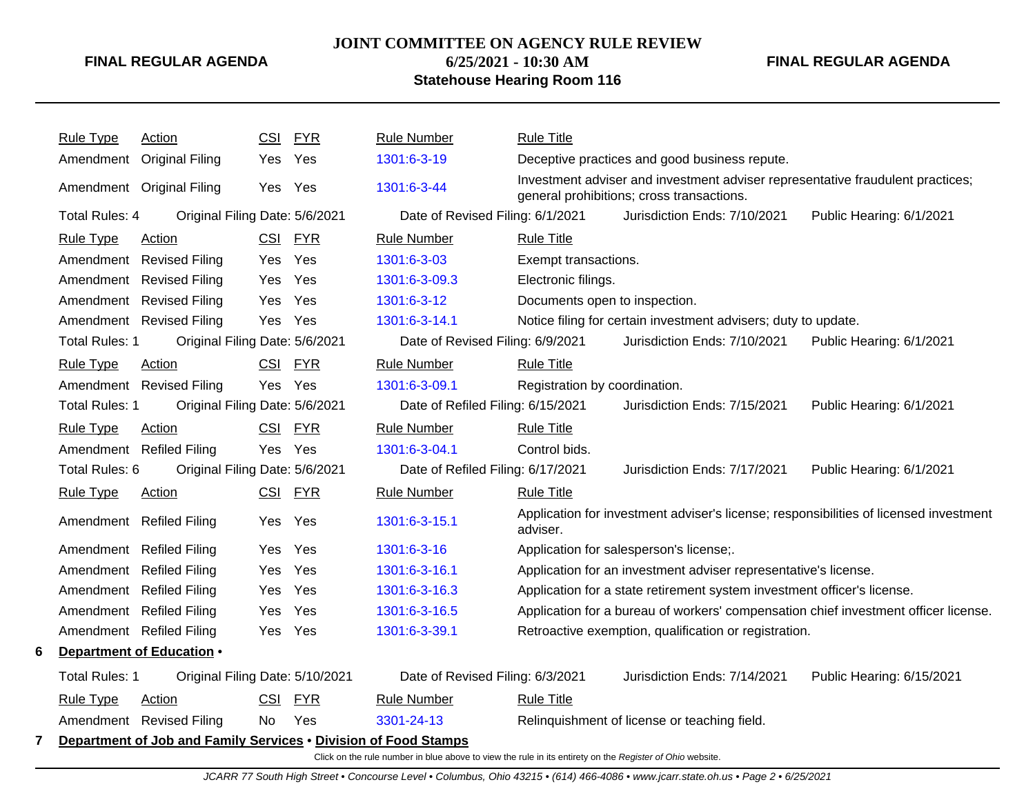| Rule Type | Action | CSI | FYR | Rule Number | Rule Title |
|---|---|---|---|---|---|
| Amendment | Original Filing | Yes | Yes | 1301:6-3-19 | Deceptive practices and good business repute. |
| Amendment | Original Filing | Yes | Yes | 1301:6-3-44 | Investment adviser and investment adviser representative fraudulent practices; general prohibitions; cross transactions. |

Total Rules: 4 | Original Filing Date: 5/6/2021 | Date of Revised Filing: 6/1/2021 | Jurisdiction Ends: 7/10/2021 | Public Hearing: 6/1/2021

| Rule Type | Action | CSI | FYR | Rule Number | Rule Title |
|---|---|---|---|---|---|
| Amendment | Revised Filing | Yes | Yes | 1301:6-3-03 | Exempt transactions. |
| Amendment | Revised Filing | Yes | Yes | 1301:6-3-09.3 | Electronic filings. |
| Amendment | Revised Filing | Yes | Yes | 1301:6-3-12 | Documents open to inspection. |
| Amendment | Revised Filing | Yes | Yes | 1301:6-3-14.1 | Notice filing for certain investment advisers; duty to update. |

Total Rules: 1 | Original Filing Date: 5/6/2021 | Date of Revised Filing: 6/9/2021 | Jurisdiction Ends: 7/10/2021 | Public Hearing: 6/1/2021

| Rule Type | Action | CSI | FYR | Rule Number | Rule Title |
|---|---|---|---|---|---|
| Amendment | Revised Filing | Yes | Yes | 1301:6-3-09.1 | Registration by coordination. |

Total Rules: 1 | Original Filing Date: 5/6/2021 | Date of Refiled Filing: 6/15/2021 | Jurisdiction Ends: 7/15/2021 | Public Hearing: 6/1/2021

| Rule Type | Action | CSI | FYR | Rule Number | Rule Title |
|---|---|---|---|---|---|
| Amendment | Refiled Filing | Yes | Yes | 1301:6-3-04.1 | Control bids. |

Total Rules: 6 | Original Filing Date: 5/6/2021 | Date of Refiled Filing: 6/17/2021 | Jurisdiction Ends: 7/17/2021 | Public Hearing: 6/1/2021

| Rule Type | Action | CSI | FYR | Rule Number | Rule Title |
|---|---|---|---|---|---|
| Amendment | Refiled Filing | Yes | Yes | 1301:6-3-15.1 | Application for investment adviser's license; responsibilities of licensed investment adviser. |
| Amendment | Refiled Filing | Yes | Yes | 1301:6-3-16 | Application for salesperson's license;. |
| Amendment | Refiled Filing | Yes | Yes | 1301:6-3-16.1 | Application for an investment adviser representative's license. |
| Amendment | Refiled Filing | Yes | Yes | 1301:6-3-16.3 | Application for a state retirement system investment officer's license. |
| Amendment | Refiled Filing | Yes | Yes | 1301:6-3-16.5 | Application for a bureau of workers' compensation chief investment officer license. |
| Amendment | Refiled Filing | Yes | Yes | 1301:6-3-39.1 | Retroactive exemption, qualification or registration. |

**6 Department of Education •**

Total Rules: 1 | Original Filing Date: 5/10/2021 | Date of Revised Filing: 6/3/2021 | Jurisdiction Ends: 7/14/2021 | Public Hearing: 6/15/2021

| Rule Type | Action | CSI | FYR | Rule Number | Rule Title |
|---|---|---|---|---|---|
| Amendment | Revised Filing | No | Yes | 3301-24-13 | Relinquishment of license or teaching field. |

**7 Department of Job and Family Services • Division of Food Stamps**

Click on the rule number in blue above to view the rule in its entirety on the *Register of Ohio* website.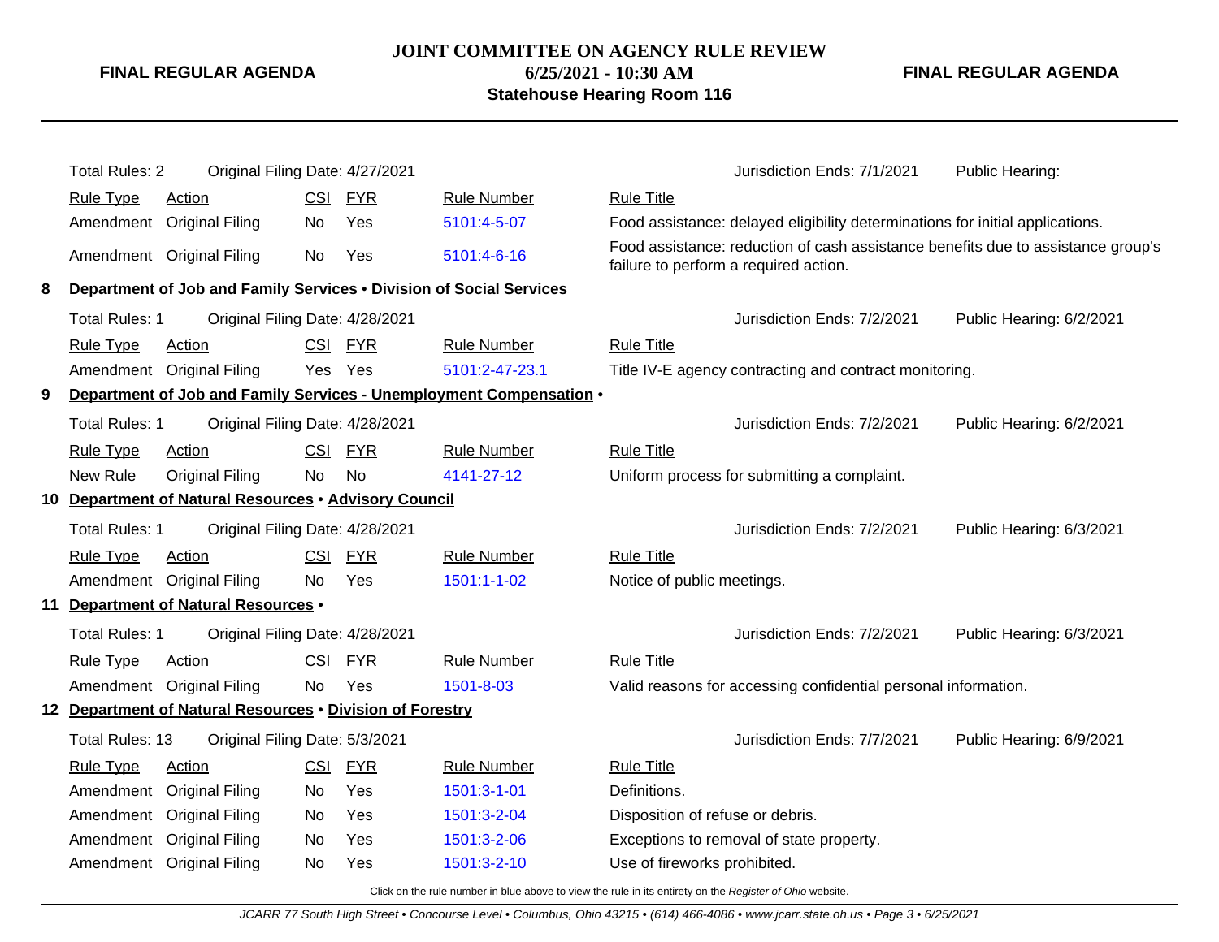Total Rules: 2 | Original Filing Date: 4/27/2021 | Jurisdiction Ends: 7/1/2021 | Public Hearing:

| Rule Type | Action | CSI | FYR | Rule Number | Rule Title |
|---|---|---|---|---|---|
| Amendment | Original Filing | No | Yes | 5101:4-5-07 | Food assistance: delayed eligibility determinations for initial applications. |
| Amendment | Original Filing | No | Yes | 5101:4-6-16 | Food assistance: reduction of cash assistance benefits due to assistance group's failure to perform a required action. |

## 8 Department of Job and Family Services • Division of Social Services

Total Rules: 1 | Original Filing Date: 4/28/2021 | Jurisdiction Ends: 7/2/2021 | Public Hearing: 6/2/2021

| Rule Type | Action | CSI | FYR | Rule Number | Rule Title |
|---|---|---|---|---|---|
| Amendment | Original Filing | Yes | Yes | 5101:2-47-23.1 | Title IV-E agency contracting and contract monitoring. |

## 9 Department of Job and Family Services - Unemployment Compensation •

Total Rules: 1 | Original Filing Date: 4/28/2021 | Jurisdiction Ends: 7/2/2021 | Public Hearing: 6/2/2021

| Rule Type | Action | CSI | FYR | Rule Number | Rule Title |
|---|---|---|---|---|---|
| New Rule | Original Filing | No | No | 4141-27-12 | Uniform process for submitting a complaint. |

## 10 Department of Natural Resources • Advisory Council

Total Rules: 1 | Original Filing Date: 4/28/2021 | Jurisdiction Ends: 7/2/2021 | Public Hearing: 6/3/2021

| Rule Type | Action | CSI | FYR | Rule Number | Rule Title |
|---|---|---|---|---|---|
| Amendment | Original Filing | No | Yes | 1501:1-1-02 | Notice of public meetings. |

## 11 Department of Natural Resources •

Total Rules: 1 | Original Filing Date: 4/28/2021 | Jurisdiction Ends: 7/2/2021 | Public Hearing: 6/3/2021

| Rule Type | Action | CSI | FYR | Rule Number | Rule Title |
|---|---|---|---|---|---|
| Amendment | Original Filing | No | Yes | 1501-8-03 | Valid reasons for accessing confidential personal information. |

## 12 Department of Natural Resources • Division of Forestry

Total Rules: 13 | Original Filing Date: 5/3/2021 | Jurisdiction Ends: 7/7/2021 | Public Hearing: 6/9/2021

| Rule Type | Action | CSI | FYR | Rule Number | Rule Title |
|---|---|---|---|---|---|
| Amendment | Original Filing | No | Yes | 1501:3-1-01 | Definitions. |
| Amendment | Original Filing | No | Yes | 1501:3-2-04 | Disposition of refuse or debris. |
| Amendment | Original Filing | No | Yes | 1501:3-2-06 | Exceptions to removal of state property. |
| Amendment | Original Filing | No | Yes | 1501:3-2-10 | Use of fireworks prohibited. |

Click on the rule number in blue above to view the rule in its entirety on the *Register of Ohio* website.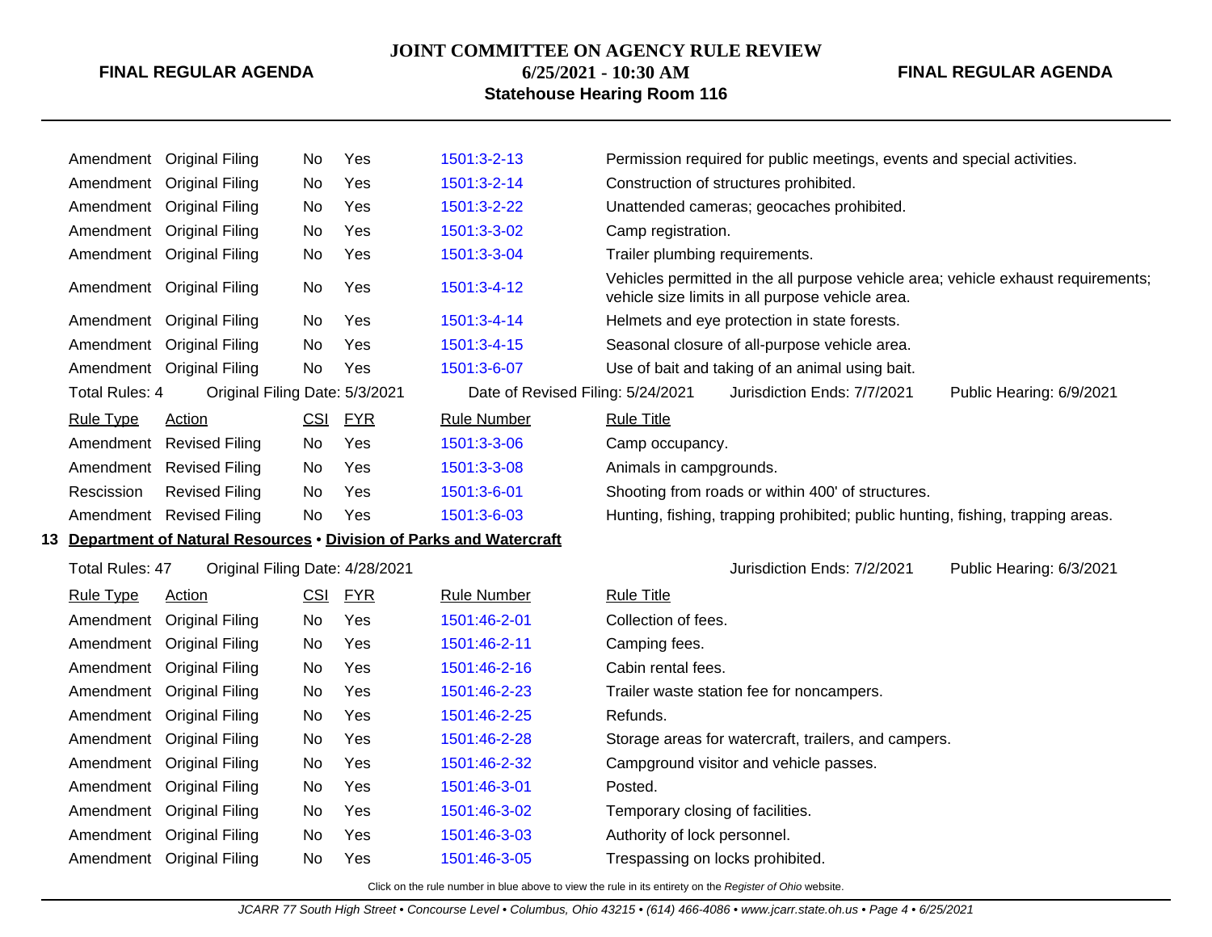| Rule Type | Action | CSI | FYR | Rule Number | Rule Title |
|---|---|---|---|---|---|
| Amendment | Original Filing | No | Yes | 1501:3-2-13 | Permission required for public meetings, events and special activities. |
| Amendment | Original Filing | No | Yes | 1501:3-2-14 | Construction of structures prohibited. |
| Amendment | Original Filing | No | Yes | 1501:3-2-22 | Unattended cameras; geocaches prohibited. |
| Amendment | Original Filing | No | Yes | 1501:3-3-02 | Camp registration. |
| Amendment | Original Filing | No | Yes | 1501:3-3-04 | Trailer plumbing requirements. |
| Amendment | Original Filing | No | Yes | 1501:3-4-12 | Vehicles permitted in the all purpose vehicle area; vehicle exhaust requirements; vehicle size limits in all purpose vehicle area. |
| Amendment | Original Filing | No | Yes | 1501:3-4-14 | Helmets and eye protection in state forests. |
| Amendment | Original Filing | No | Yes | 1501:3-4-15 | Seasonal closure of all-purpose vehicle area. |
| Amendment | Original Filing | No | Yes | 1501:3-6-07 | Use of bait and taking of an animal using bait. |

Total Rules: 4 Original Filing Date: 5/3/2021 Date of Revised Filing: 5/24/2021 Jurisdiction Ends: 7/7/2021 Public Hearing: 6/9/2021

| Rule Type | Action | CSI | FYR | Rule Number | Rule Title |
|---|---|---|---|---|---|
| Amendment | Revised Filing | No | Yes | 1501:3-3-06 | Camp occupancy. |
| Amendment | Revised Filing | No | Yes | 1501:3-3-08 | Animals in campgrounds. |
| Rescission | Revised Filing | No | Yes | 1501:3-6-01 | Shooting from roads or within 400' of structures. |
| Amendment | Revised Filing | No | Yes | 1501:3-6-03 | Hunting, fishing, trapping prohibited; public hunting, fishing, trapping areas. |

## 13 Department of Natural Resources • Division of Parks and Watercraft

Total Rules: 47 Original Filing Date: 4/28/2021 Jurisdiction Ends: 7/2/2021 Public Hearing: 6/3/2021

| Rule Type | Action | CSI | FYR | Rule Number | Rule Title |
|---|---|---|---|---|---|
| Amendment | Original Filing | No | Yes | 1501:46-2-01 | Collection of fees. |
| Amendment | Original Filing | No | Yes | 1501:46-2-11 | Camping fees. |
| Amendment | Original Filing | No | Yes | 1501:46-2-16 | Cabin rental fees. |
| Amendment | Original Filing | No | Yes | 1501:46-2-23 | Trailer waste station fee for noncampers. |
| Amendment | Original Filing | No | Yes | 1501:46-2-25 | Refunds. |
| Amendment | Original Filing | No | Yes | 1501:46-2-28 | Storage areas for watercraft, trailers, and campers. |
| Amendment | Original Filing | No | Yes | 1501:46-2-32 | Campground visitor and vehicle passes. |
| Amendment | Original Filing | No | Yes | 1501:46-3-01 | Posted. |
| Amendment | Original Filing | No | Yes | 1501:46-3-02 | Temporary closing of facilities. |
| Amendment | Original Filing | No | Yes | 1501:46-3-03 | Authority of lock personnel. |
| Amendment | Original Filing | No | Yes | 1501:46-3-05 | Trespassing on locks prohibited. |

Click on the rule number in blue above to view the rule in its entirety on the *Register of Ohio* website.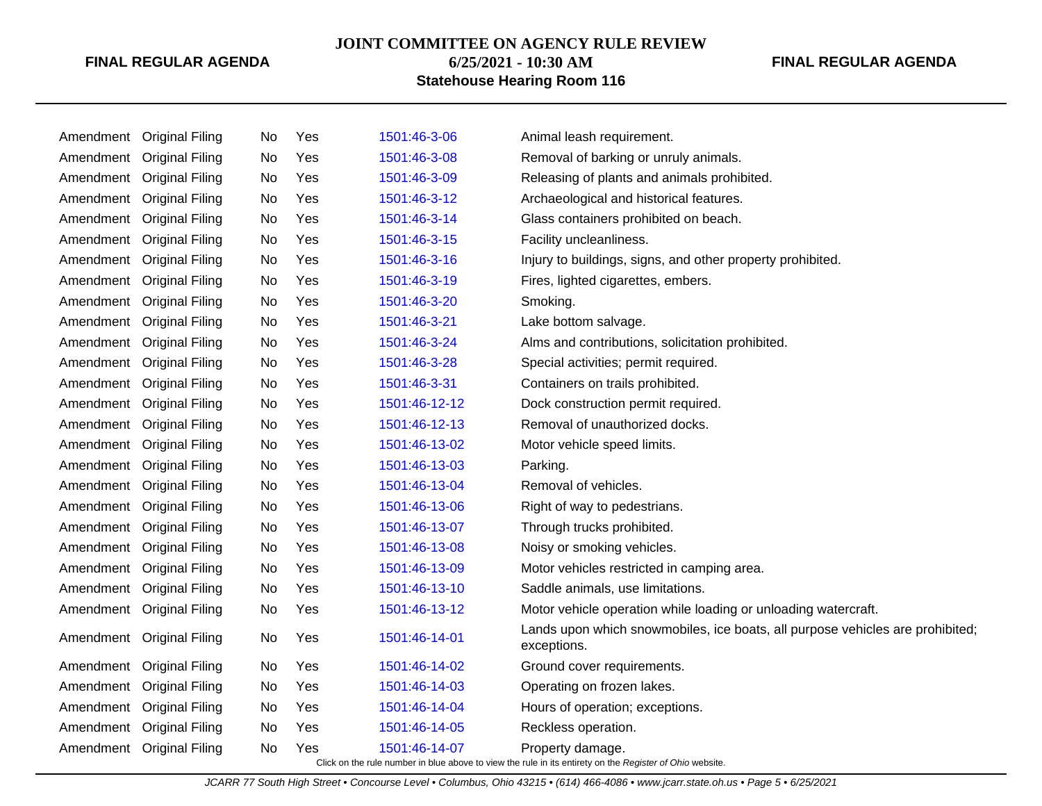| | | | | | |
|---|---|---|---|---|---|
| Amendment | Original Filing | No | Yes | 1501:46-3-06 | Animal leash requirement. |
| Amendment | Original Filing | No | Yes | 1501:46-3-08 | Removal of barking or unruly animals. |
| Amendment | Original Filing | No | Yes | 1501:46-3-09 | Releasing of plants and animals prohibited. |
| Amendment | Original Filing | No | Yes | 1501:46-3-12 | Archaeological and historical features. |
| Amendment | Original Filing | No | Yes | 1501:46-3-14 | Glass containers prohibited on beach. |
| Amendment | Original Filing | No | Yes | 1501:46-3-15 | Facility uncleanliness. |
| Amendment | Original Filing | No | Yes | 1501:46-3-16 | Injury to buildings, signs, and other property prohibited. |
| Amendment | Original Filing | No | Yes | 1501:46-3-19 | Fires, lighted cigarettes, embers. |
| Amendment | Original Filing | No | Yes | 1501:46-3-20 | Smoking. |
| Amendment | Original Filing | No | Yes | 1501:46-3-21 | Lake bottom salvage. |
| Amendment | Original Filing | No | Yes | 1501:46-3-24 | Alms and contributions, solicitation prohibited. |
| Amendment | Original Filing | No | Yes | 1501:46-3-28 | Special activities; permit required. |
| Amendment | Original Filing | No | Yes | 1501:46-3-31 | Containers on trails prohibited. |
| Amendment | Original Filing | No | Yes | 1501:46-12-12 | Dock construction permit required. |
| Amendment | Original Filing | No | Yes | 1501:46-12-13 | Removal of unauthorized docks. |
| Amendment | Original Filing | No | Yes | 1501:46-13-02 | Motor vehicle speed limits. |
| Amendment | Original Filing | No | Yes | 1501:46-13-03 | Parking. |
| Amendment | Original Filing | No | Yes | 1501:46-13-04 | Removal of vehicles. |
| Amendment | Original Filing | No | Yes | 1501:46-13-06 | Right of way to pedestrians. |
| Amendment | Original Filing | No | Yes | 1501:46-13-07 | Through trucks prohibited. |
| Amendment | Original Filing | No | Yes | 1501:46-13-08 | Noisy or smoking vehicles. |
| Amendment | Original Filing | No | Yes | 1501:46-13-09 | Motor vehicles restricted in camping area. |
| Amendment | Original Filing | No | Yes | 1501:46-13-10 | Saddle animals, use limitations. |
| Amendment | Original Filing | No | Yes | 1501:46-13-12 | Motor vehicle operation while loading or unloading watercraft. |
| Amendment | Original Filing | No | Yes | 1501:46-14-01 | Lands upon which snowmobiles, ice boats, all purpose vehicles are prohibited; exceptions. |
| Amendment | Original Filing | No | Yes | 1501:46-14-02 | Ground cover requirements. |
| Amendment | Original Filing | No | Yes | 1501:46-14-03 | Operating on frozen lakes. |
| Amendment | Original Filing | No | Yes | 1501:46-14-04 | Hours of operation; exceptions. |
| Amendment | Original Filing | No | Yes | 1501:46-14-05 | Reckless operation. |
| Amendment | Original Filing | No | Yes | 1501:46-14-07 | Property damage. |

Click on the rule number in blue above to view the rule in its entirety on the *Register of Ohio* website.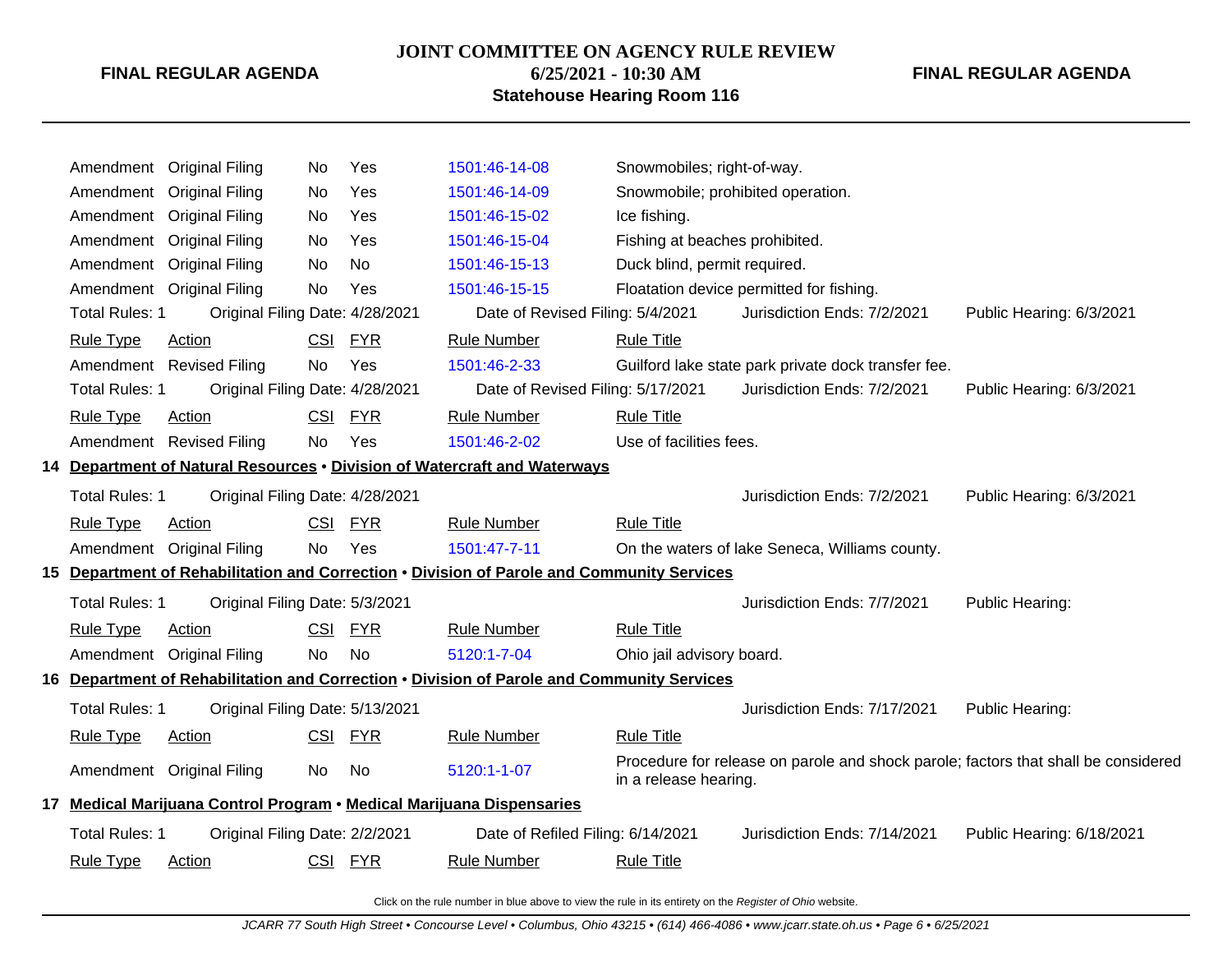| Rule Type | Action | CSI | FYR | Rule Number | Rule Title |
|---|---|---|---|---|---|
| Amendment | Original Filing | No | Yes | 1501:46-14-08 | Snowmobiles; right-of-way. |
| Amendment | Original Filing | No | Yes | 1501:46-14-09 | Snowmobile; prohibited operation. |
| Amendment | Original Filing | No | Yes | 1501:46-15-02 | Ice fishing. |
| Amendment | Original Filing | No | Yes | 1501:46-15-04 | Fishing at beaches prohibited. |
| Amendment | Original Filing | No | No | 1501:46-15-13 | Duck blind, permit required. |
| Amendment | Original Filing | No | Yes | 1501:46-15-15 | Floatation device permitted for fishing. |

Total Rules: 1 | Original Filing Date: 4/28/2021 | Date of Revised Filing: 5/4/2021 | Jurisdiction Ends: 7/2/2021 | Public Hearing: 6/3/2021

| Rule Type | Action | CSI | FYR | Rule Number | Rule Title |
|---|---|---|---|---|---|
| Amendment | Revised Filing | No | Yes | 1501:46-2-33 | Guilford lake state park private dock transfer fee. |

Total Rules: 1 | Original Filing Date: 4/28/2021 | Date of Revised Filing: 5/17/2021 | Jurisdiction Ends: 7/2/2021 | Public Hearing: 6/3/2021

| Rule Type | Action | CSI | FYR | Rule Number | Rule Title |
|---|---|---|---|---|---|
| Amendment | Revised Filing | No | Yes | 1501:46-2-02 | Use of facilities fees. |

## 14 Department of Natural Resources • Division of Watercraft and Waterways

Total Rules: 1 | Original Filing Date: 4/28/2021 | Jurisdiction Ends: 7/2/2021 | Public Hearing: 6/3/2021

| Rule Type | Action | CSI | FYR | Rule Number | Rule Title |
|---|---|---|---|---|---|
| Amendment | Original Filing | No | Yes | 1501:47-7-11 | On the waters of lake Seneca, Williams county. |

## 15 Department of Rehabilitation and Correction • Division of Parole and Community Services

Total Rules: 1 | Original Filing Date: 5/3/2021 | Jurisdiction Ends: 7/7/2021 | Public Hearing:

| Rule Type | Action | CSI | FYR | Rule Number | Rule Title |
|---|---|---|---|---|---|
| Amendment | Original Filing | No | No | 5120:1-7-04 | Ohio jail advisory board. |

## 16 Department of Rehabilitation and Correction • Division of Parole and Community Services

Total Rules: 1 | Original Filing Date: 5/13/2021 | Jurisdiction Ends: 7/17/2021 | Public Hearing:

| Rule Type | Action | CSI | FYR | Rule Number | Rule Title |
|---|---|---|---|---|---|
| Amendment | Original Filing | No | No | 5120:1-1-07 | Procedure for release on parole and shock parole; factors that shall be considered in a release hearing. |

## 17 Medical Marijuana Control Program • Medical Marijuana Dispensaries

Total Rules: 1 | Original Filing Date: 2/2/2021 | Date of Refiled Filing: 6/14/2021 | Jurisdiction Ends: 7/14/2021 | Public Hearing: 6/18/2021

| Rule Type | Action | CSI | FYR | Rule Number | Rule Title |
|---|---|---|---|---|---|

Click on the rule number in blue above to view the rule in its entirety on the *Register of Ohio* website.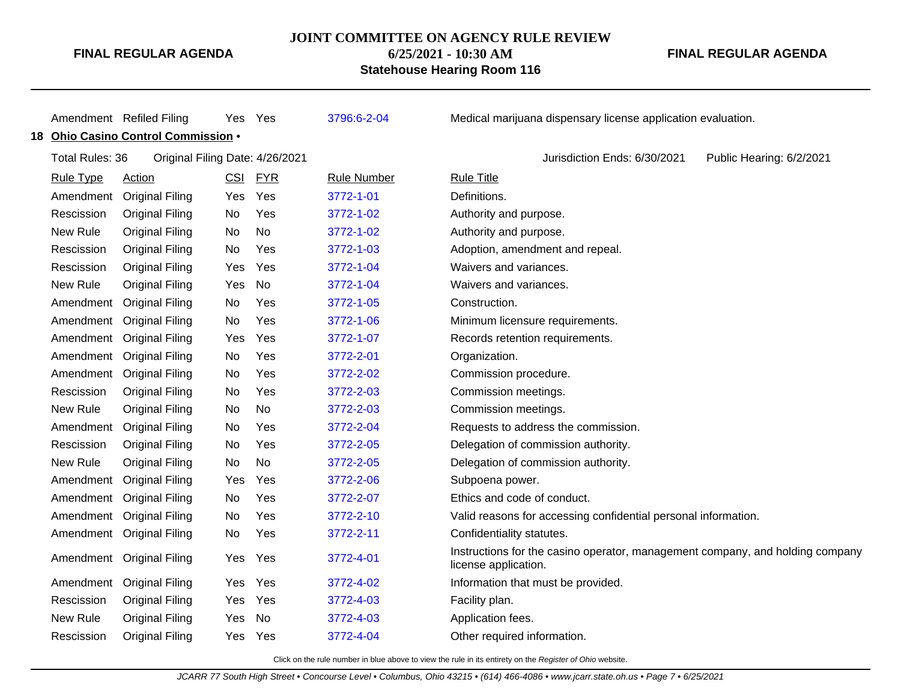| Amendment | Refiled Filing | Yes | Yes | 3796:6-2-04 | Medical marijuana dispensary license application evaluation. |
|---|---|---|---|---|---|

## 18 Ohio Casino Control Commission •

Total Rules: 36 Original Filing Date: 4/26/2021 Jurisdiction Ends: 6/30/2021 Public Hearing: 6/2/2021

| Rule Type | Action | CSI | FYR | Rule Number | Rule Title |
|---|---|---|---|---|---|
| Amendment | Original Filing | Yes | Yes | 3772-1-01 | Definitions. |
| Rescission | Original Filing | No | Yes | 3772-1-02 | Authority and purpose. |
| New Rule | Original Filing | No | No | 3772-1-02 | Authority and purpose. |
| Rescission | Original Filing | No | Yes | 3772-1-03 | Adoption, amendment and repeal. |
| Rescission | Original Filing | Yes | Yes | 3772-1-04 | Waivers and variances. |
| New Rule | Original Filing | Yes | No | 3772-1-04 | Waivers and variances. |
| Amendment | Original Filing | No | Yes | 3772-1-05 | Construction. |
| Amendment | Original Filing | No | Yes | 3772-1-06 | Minimum licensure requirements. |
| Amendment | Original Filing | Yes | Yes | 3772-1-07 | Records retention requirements. |
| Amendment | Original Filing | No | Yes | 3772-2-01 | Organization. |
| Amendment | Original Filing | No | Yes | 3772-2-02 | Commission procedure. |
| Rescission | Original Filing | No | Yes | 3772-2-03 | Commission meetings. |
| New Rule | Original Filing | No | No | 3772-2-03 | Commission meetings. |
| Amendment | Original Filing | No | Yes | 3772-2-04 | Requests to address the commission. |
| Rescission | Original Filing | No | Yes | 3772-2-05 | Delegation of commission authority. |
| New Rule | Original Filing | No | No | 3772-2-05 | Delegation of commission authority. |
| Amendment | Original Filing | Yes | Yes | 3772-2-06 | Subpoena power. |
| Amendment | Original Filing | No | Yes | 3772-2-07 | Ethics and code of conduct. |
| Amendment | Original Filing | No | Yes | 3772-2-10 | Valid reasons for accessing confidential personal information. |
| Amendment | Original Filing | No | Yes | 3772-2-11 | Confidentiality statutes. |
| Amendment | Original Filing | Yes | Yes | 3772-4-01 | Instructions for the casino operator, management company, and holding company license application. |
| Amendment | Original Filing | Yes | Yes | 3772-4-02 | Information that must be provided. |
| Rescission | Original Filing | Yes | Yes | 3772-4-03 | Facility plan. |
| New Rule | Original Filing | Yes | No | 3772-4-03 | Application fees. |
| Rescission | Original Filing | Yes | Yes | 3772-4-04 | Other required information. |

Click on the rule number in blue above to view the rule in its entirety on the *Register of Ohio* website.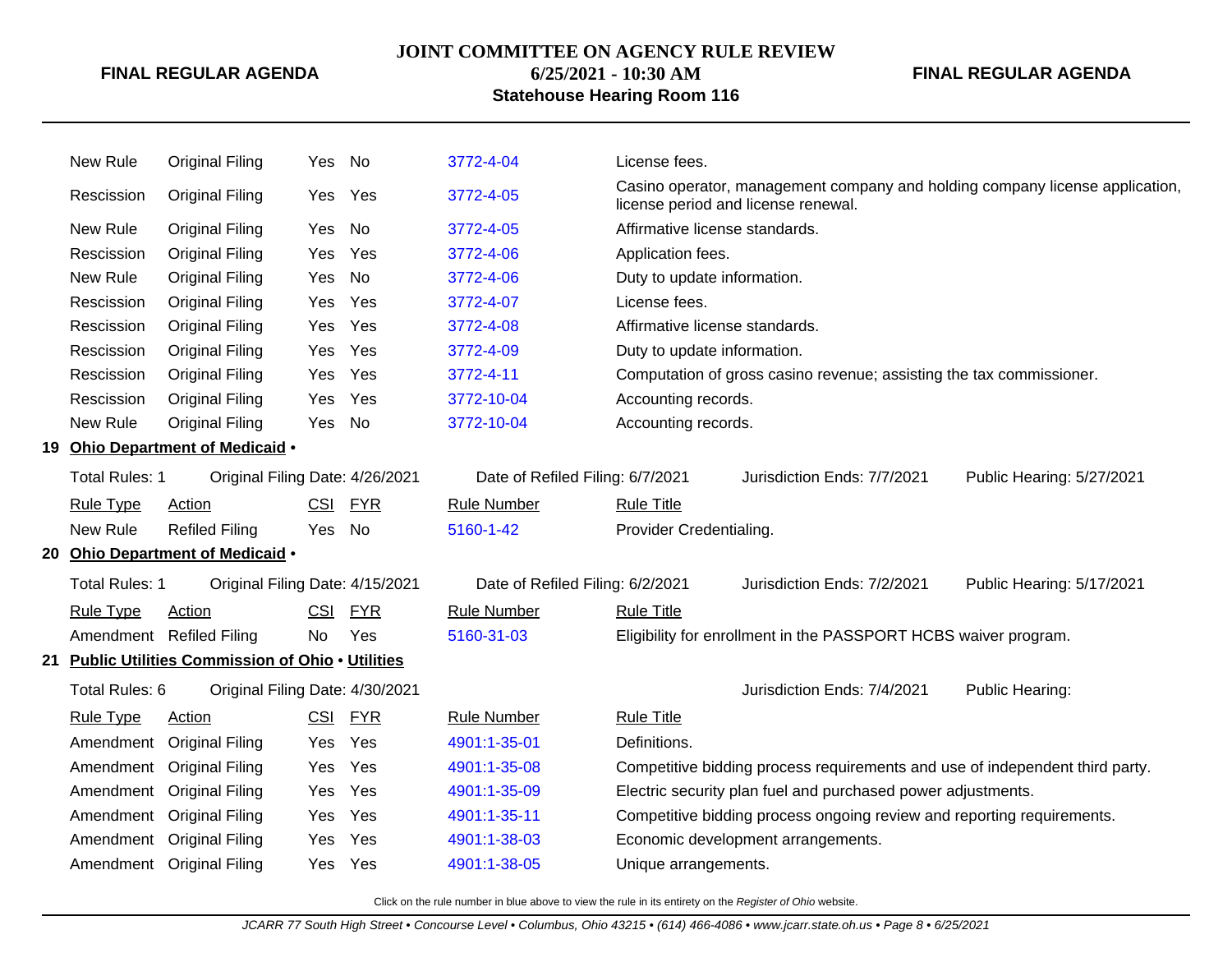| Rule Type | Action | CSI | FYR | Rule Number | Rule Title |
|---|---|---|---|---|---|
| New Rule | Original Filing | Yes | No | 3772-4-04 | License fees. |
| Rescission | Original Filing | Yes | Yes | 3772-4-05 | Casino operator, management company and holding company license application, license period and license renewal. |
| New Rule | Original Filing | Yes | No | 3772-4-05 | Affirmative license standards. |
| Rescission | Original Filing | Yes | Yes | 3772-4-06 | Application fees. |
| New Rule | Original Filing | Yes | No | 3772-4-06 | Duty to update information. |
| Rescission | Original Filing | Yes | Yes | 3772-4-07 | License fees. |
| Rescission | Original Filing | Yes | Yes | 3772-4-08 | Affirmative license standards. |
| Rescission | Original Filing | Yes | Yes | 3772-4-09 | Duty to update information. |
| Rescission | Original Filing | Yes | Yes | 3772-4-11 | Computation of gross casino revenue; assisting the tax commissioner. |
| Rescission | Original Filing | Yes | Yes | 3772-10-04 | Accounting records. |
| New Rule | Original Filing | Yes | No | 3772-10-04 | Accounting records. |

**19 Ohio Department of Medicaid •**

Total Rules: 1 | Original Filing Date: 4/26/2021 | Date of Refiled Filing: 6/7/2021 | Jurisdiction Ends: 7/7/2021 | Public Hearing: 5/27/2021

| Rule Type | Action | CSI | FYR | Rule Number | Rule Title |
|---|---|---|---|---|---|
| New Rule | Refiled Filing | Yes | No | 5160-1-42 | Provider Credentialing. |

**20 Ohio Department of Medicaid •**

Total Rules: 1 | Original Filing Date: 4/15/2021 | Date of Refiled Filing: 6/2/2021 | Jurisdiction Ends: 7/2/2021 | Public Hearing: 5/17/2021

| Rule Type | Action | CSI | FYR | Rule Number | Rule Title |
|---|---|---|---|---|---|
| Amendment | Refiled Filing | No | Yes | 5160-31-03 | Eligibility for enrollment in the PASSPORT HCBS waiver program. |

**21 Public Utilities Commission of Ohio • Utilities**

Total Rules: 6 | Original Filing Date: 4/30/2021 | Jurisdiction Ends: 7/4/2021 | Public Hearing:

| Rule Type | Action | CSI | FYR | Rule Number | Rule Title |
|---|---|---|---|---|---|
| Amendment | Original Filing | Yes | Yes | 4901:1-35-01 | Definitions. |
| Amendment | Original Filing | Yes | Yes | 4901:1-35-08 | Competitive bidding process requirements and use of independent third party. |
| Amendment | Original Filing | Yes | Yes | 4901:1-35-09 | Electric security plan fuel and purchased power adjustments. |
| Amendment | Original Filing | Yes | Yes | 4901:1-35-11 | Competitive bidding process ongoing review and reporting requirements. |
| Amendment | Original Filing | Yes | Yes | 4901:1-38-03 | Economic development arrangements. |
| Amendment | Original Filing | Yes | Yes | 4901:1-38-05 | Unique arrangements. |

Click on the rule number in blue above to view the rule in its entirety on the *Register of Ohio* website.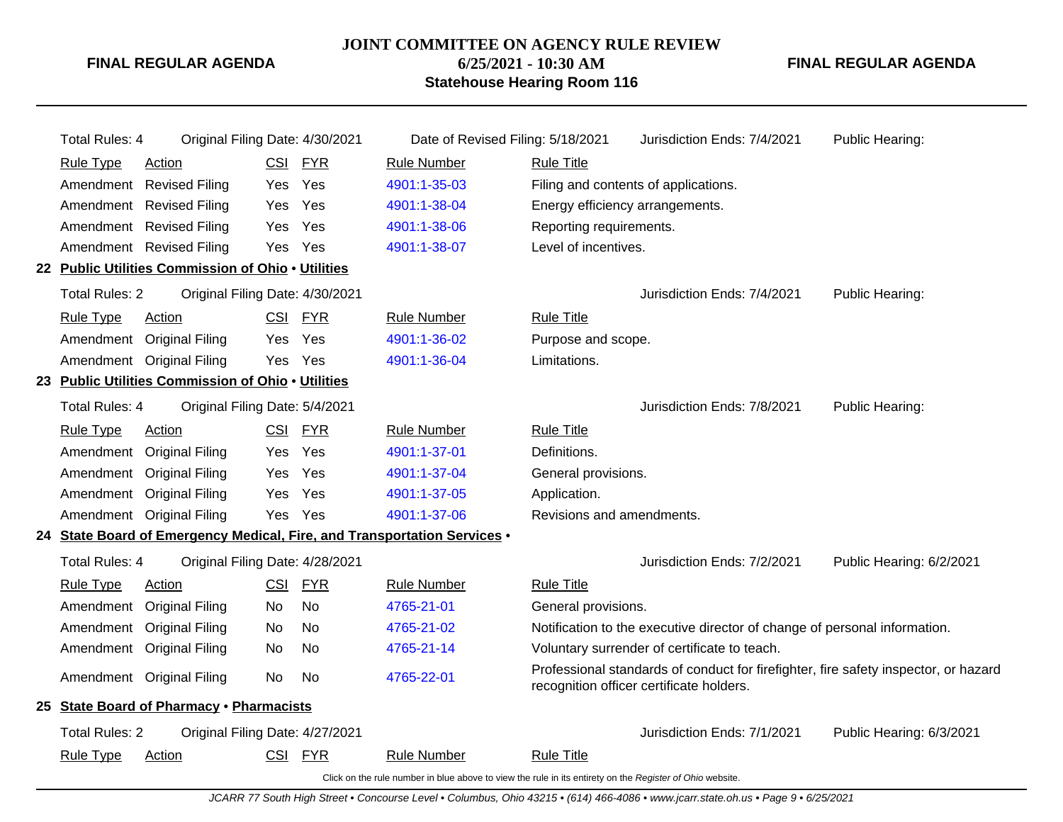Total Rules: 4 | Original Filing Date: 4/30/2021 | Date of Revised Filing: 5/18/2021 | Jurisdiction Ends: 7/4/2021 | Public Hearing:

| Rule Type | Action | CSI | FYR | Rule Number | Rule Title |
|---|---|---|---|---|---|
| Amendment | Revised Filing | Yes | Yes | 4901:1-35-03 | Filing and contents of applications. |
| Amendment | Revised Filing | Yes | Yes | 4901:1-38-04 | Energy efficiency arrangements. |
| Amendment | Revised Filing | Yes | Yes | 4901:1-38-06 | Reporting requirements. |
| Amendment | Revised Filing | Yes | Yes | 4901:1-38-07 | Level of incentives. |

## 22 Public Utilities Commission of Ohio • Utilities

Total Rules: 2 | Original Filing Date: 4/30/2021 | Jurisdiction Ends: 7/4/2021 | Public Hearing:

| Rule Type | Action | CSI | FYR | Rule Number | Rule Title |
|---|---|---|---|---|---|
| Amendment | Original Filing | Yes | Yes | 4901:1-36-02 | Purpose and scope. |
| Amendment | Original Filing | Yes | Yes | 4901:1-36-04 | Limitations. |

## 23 Public Utilities Commission of Ohio • Utilities

Total Rules: 4 | Original Filing Date: 5/4/2021 | Jurisdiction Ends: 7/8/2021 | Public Hearing:

| Rule Type | Action | CSI | FYR | Rule Number | Rule Title |
|---|---|---|---|---|---|
| Amendment | Original Filing | Yes | Yes | 4901:1-37-01 | Definitions. |
| Amendment | Original Filing | Yes | Yes | 4901:1-37-04 | General provisions. |
| Amendment | Original Filing | Yes | Yes | 4901:1-37-05 | Application. |
| Amendment | Original Filing | Yes | Yes | 4901:1-37-06 | Revisions and amendments. |

## 24 State Board of Emergency Medical, Fire, and Transportation Services •

Total Rules: 4 | Original Filing Date: 4/28/2021 | Jurisdiction Ends: 7/2/2021 | Public Hearing: 6/2/2021

| Rule Type | Action | CSI | FYR | Rule Number | Rule Title |
|---|---|---|---|---|---|
| Amendment | Original Filing | No | No | 4765-21-01 | General provisions. |
| Amendment | Original Filing | No | No | 4765-21-02 | Notification to the executive director of change of personal information. |
| Amendment | Original Filing | No | No | 4765-21-14 | Voluntary surrender of certificate to teach. |
| Amendment | Original Filing | No | No | 4765-22-01 | Professional standards of conduct for firefighter, fire safety inspector, or hazard recognition officer certificate holders. |

## 25 State Board of Pharmacy • Pharmacists

Total Rules: 2 | Original Filing Date: 4/27/2021 | Jurisdiction Ends: 7/1/2021 | Public Hearing: 6/3/2021

| Rule Type | Action | CSI | FYR | Rule Number | Rule Title |
|---|---|---|---|---|---|

Click on the rule number in blue above to view the rule in its entirety on the *Register of Ohio* website.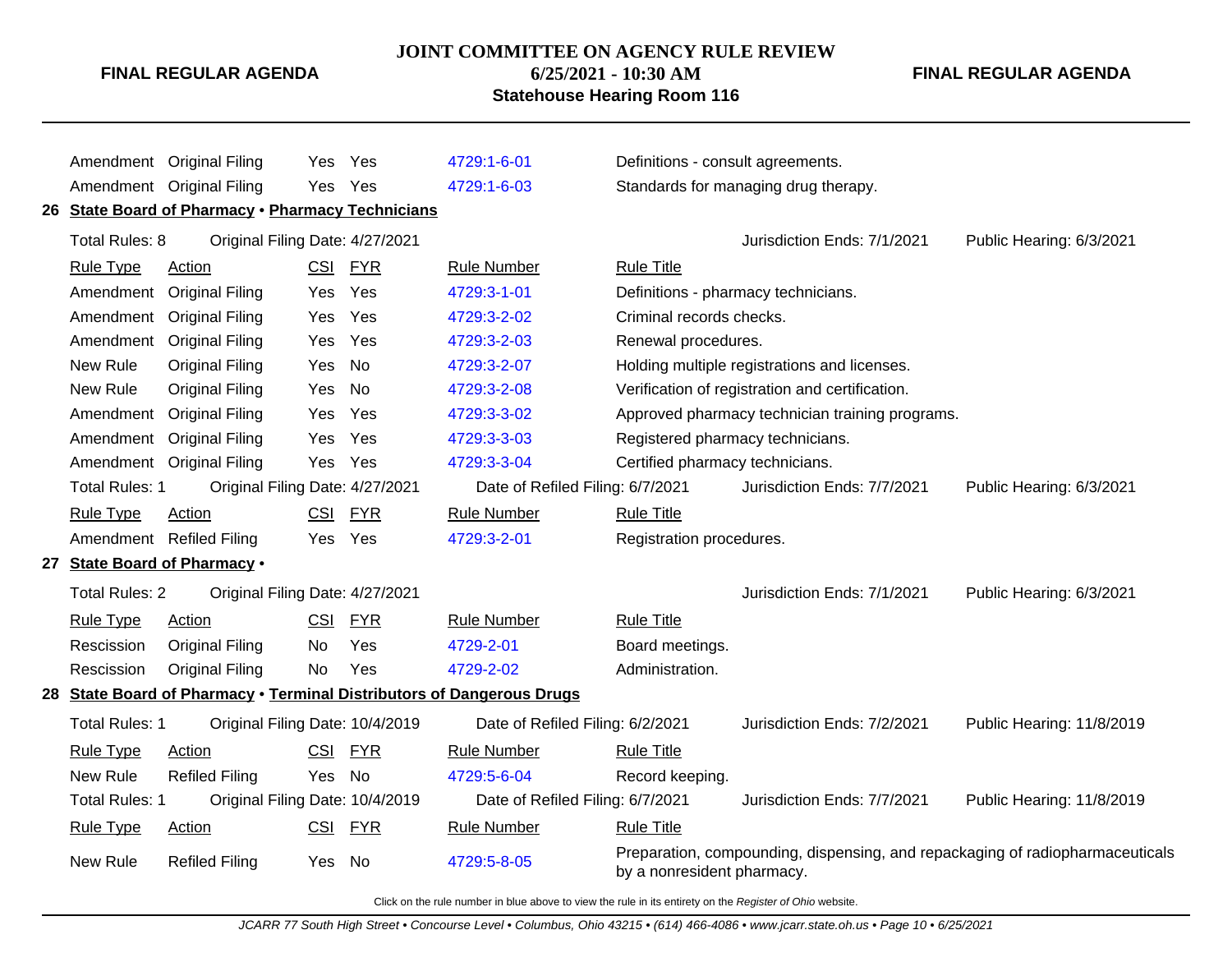| Rule Type | Action | CSI | FYR | Rule Number | Rule Title |
|---|---|---|---|---|---|
| Amendment | Original Filing | Yes | Yes | 4729:1-6-01 | Definitions - consult agreements. |
| Amendment | Original Filing | Yes | Yes | 4729:1-6-03 | Standards for managing drug therapy. |

**26 State Board of Pharmacy • Pharmacy Technicians**

Total Rules: 8 | Original Filing Date: 4/27/2021 | Jurisdiction Ends: 7/1/2021 | Public Hearing: 6/3/2021

| Rule Type | Action | CSI | FYR | Rule Number | Rule Title |
|---|---|---|---|---|---|
| Amendment | Original Filing | Yes | Yes | 4729:3-1-01 | Definitions - pharmacy technicians. |
| Amendment | Original Filing | Yes | Yes | 4729:3-2-02 | Criminal records checks. |
| Amendment | Original Filing | Yes | Yes | 4729:3-2-03 | Renewal procedures. |
| New Rule | Original Filing | Yes | No | 4729:3-2-07 | Holding multiple registrations and licenses. |
| New Rule | Original Filing | Yes | No | 4729:3-2-08 | Verification of registration and certification. |
| Amendment | Original Filing | Yes | Yes | 4729:3-3-02 | Approved pharmacy technician training programs. |
| Amendment | Original Filing | Yes | Yes | 4729:3-3-03 | Registered pharmacy technicians. |
| Amendment | Original Filing | Yes | Yes | 4729:3-3-04 | Certified pharmacy technicians. |

Total Rules: 1 | Original Filing Date: 4/27/2021 | Date of Refiled Filing: 6/7/2021 | Jurisdiction Ends: 7/7/2021 | Public Hearing: 6/3/2021

| Rule Type | Action | CSI | FYR | Rule Number | Rule Title |
|---|---|---|---|---|---|
| Amendment | Refiled Filing | Yes | Yes | 4729:3-2-01 | Registration procedures. |

**27 State Board of Pharmacy •**

Total Rules: 2 | Original Filing Date: 4/27/2021 | Jurisdiction Ends: 7/1/2021 | Public Hearing: 6/3/2021

| Rule Type | Action | CSI | FYR | Rule Number | Rule Title |
|---|---|---|---|---|---|
| Rescission | Original Filing | No | Yes | 4729-2-01 | Board meetings. |
| Rescission | Original Filing | No | Yes | 4729-2-02 | Administration. |

**28 State Board of Pharmacy • Terminal Distributors of Dangerous Drugs**

Total Rules: 1 | Original Filing Date: 10/4/2019 | Date of Refiled Filing: 6/2/2021 | Jurisdiction Ends: 7/2/2021 | Public Hearing: 11/8/2019

| Rule Type | Action | CSI | FYR | Rule Number | Rule Title |
|---|---|---|---|---|---|
| New Rule | Refiled Filing | Yes | No | 4729:5-6-04 | Record keeping. |

Total Rules: 1 | Original Filing Date: 10/4/2019 | Date of Refiled Filing: 6/7/2021 | Jurisdiction Ends: 7/7/2021 | Public Hearing: 11/8/2019

| Rule Type | Action | CSI | FYR | Rule Number | Rule Title |
|---|---|---|---|---|---|
| New Rule | Refiled Filing | Yes | No | 4729:5-8-05 | Preparation, compounding, dispensing, and repackaging of radiopharmaceuticals by a nonresident pharmacy. |

Click on the rule number in blue above to view the rule in its entirety on the *Register of Ohio* website.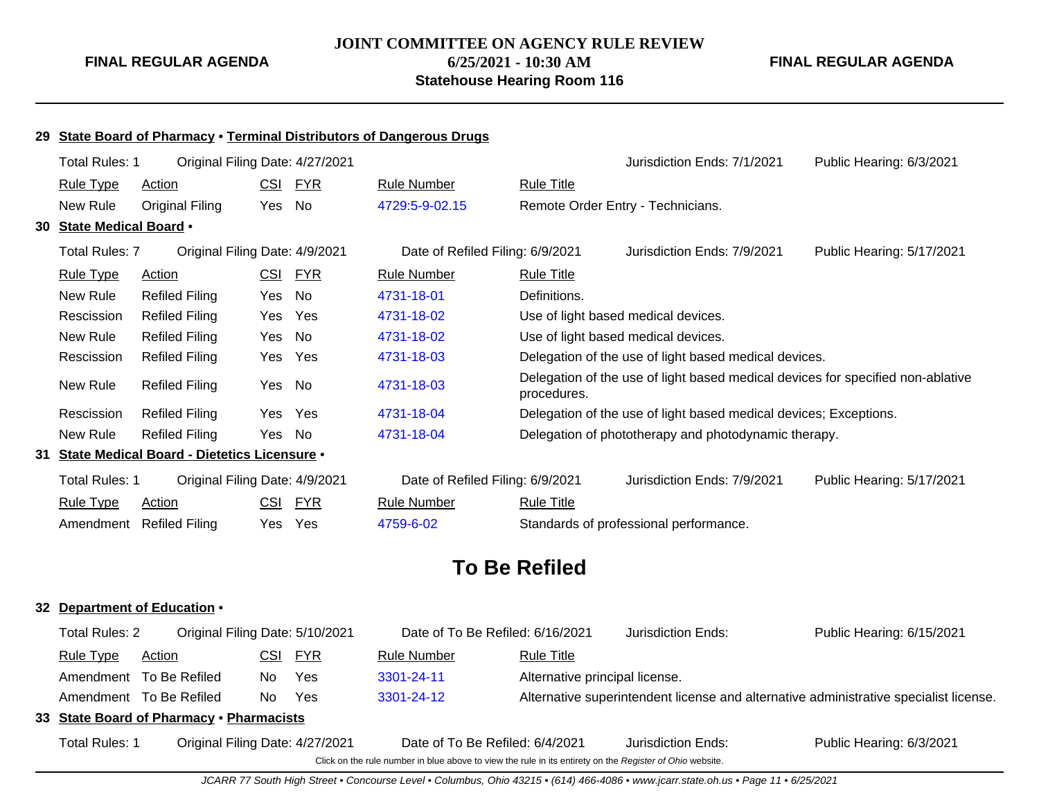## 29 State Board of Pharmacy • Terminal Distributors of Dangerous Drugs

Total Rules: 1 | Original Filing Date: 4/27/2021 | Jurisdiction Ends: 7/1/2021 | Public Hearing: 6/3/2021

| Rule Type | Action | CSI | FYR | Rule Number | Rule Title |
|---|---|---|---|---|---|
| New Rule | Original Filing | Yes | No | 4729:5-9-02.15 | Remote Order Entry - Technicians. |

## 30 State Medical Board •

Total Rules: 7 | Original Filing Date: 4/9/2021 | Date of Refiled Filing: 6/9/2021 | Jurisdiction Ends: 7/9/2021 | Public Hearing: 5/17/2021

| Rule Type | Action | CSI | FYR | Rule Number | Rule Title |
|---|---|---|---|---|---|
| New Rule | Refiled Filing | Yes | No | 4731-18-01 | Definitions. |
| Rescission | Refiled Filing | Yes | Yes | 4731-18-02 | Use of light based medical devices. |
| New Rule | Refiled Filing | Yes | No | 4731-18-02 | Use of light based medical devices. |
| Rescission | Refiled Filing | Yes | Yes | 4731-18-03 | Delegation of the use of light based medical devices. |
| New Rule | Refiled Filing | Yes | No | 4731-18-03 | Delegation of the use of light based medical devices for specified non-ablative procedures. |
| Rescission | Refiled Filing | Yes | Yes | 4731-18-04 | Delegation of the use of light based medical devices; Exceptions. |
| New Rule | Refiled Filing | Yes | No | 4731-18-04 | Delegation of phototherapy and photodynamic therapy. |

## 31 State Medical Board - Dietetics Licensure •

Total Rules: 1 | Original Filing Date: 4/9/2021 | Date of Refiled Filing: 6/9/2021 | Jurisdiction Ends: 7/9/2021 | Public Hearing: 5/17/2021

| Rule Type | Action | CSI | FYR | Rule Number | Rule Title |
|---|---|---|---|---|---|
| Amendment | Refiled Filing | Yes | Yes | 4759-6-02 | Standards of professional performance. |

# To Be Refiled

## 32 Department of Education •

Total Rules: 2 | Original Filing Date: 5/10/2021 | Date of To Be Refiled: 6/16/2021 | Jurisdiction Ends: | Public Hearing: 6/15/2021

| Rule Type | Action | CSI | FYR | Rule Number | Rule Title |
|---|---|---|---|---|---|
| Amendment | To Be Refiled | No | Yes | 3301-24-11 | Alternative principal license. |
| Amendment | To Be Refiled | No | Yes | 3301-24-12 | Alternative superintendent license and alternative administrative specialist license. |

## 33 State Board of Pharmacy • Pharmacists

Total Rules: 1 | Original Filing Date: 4/27/2021 | Date of To Be Refiled: 6/4/2021 | Jurisdiction Ends: | Public Hearing: 6/3/2021

Click on the rule number in blue above to view the rule in its entirety on the *Register of Ohio* website.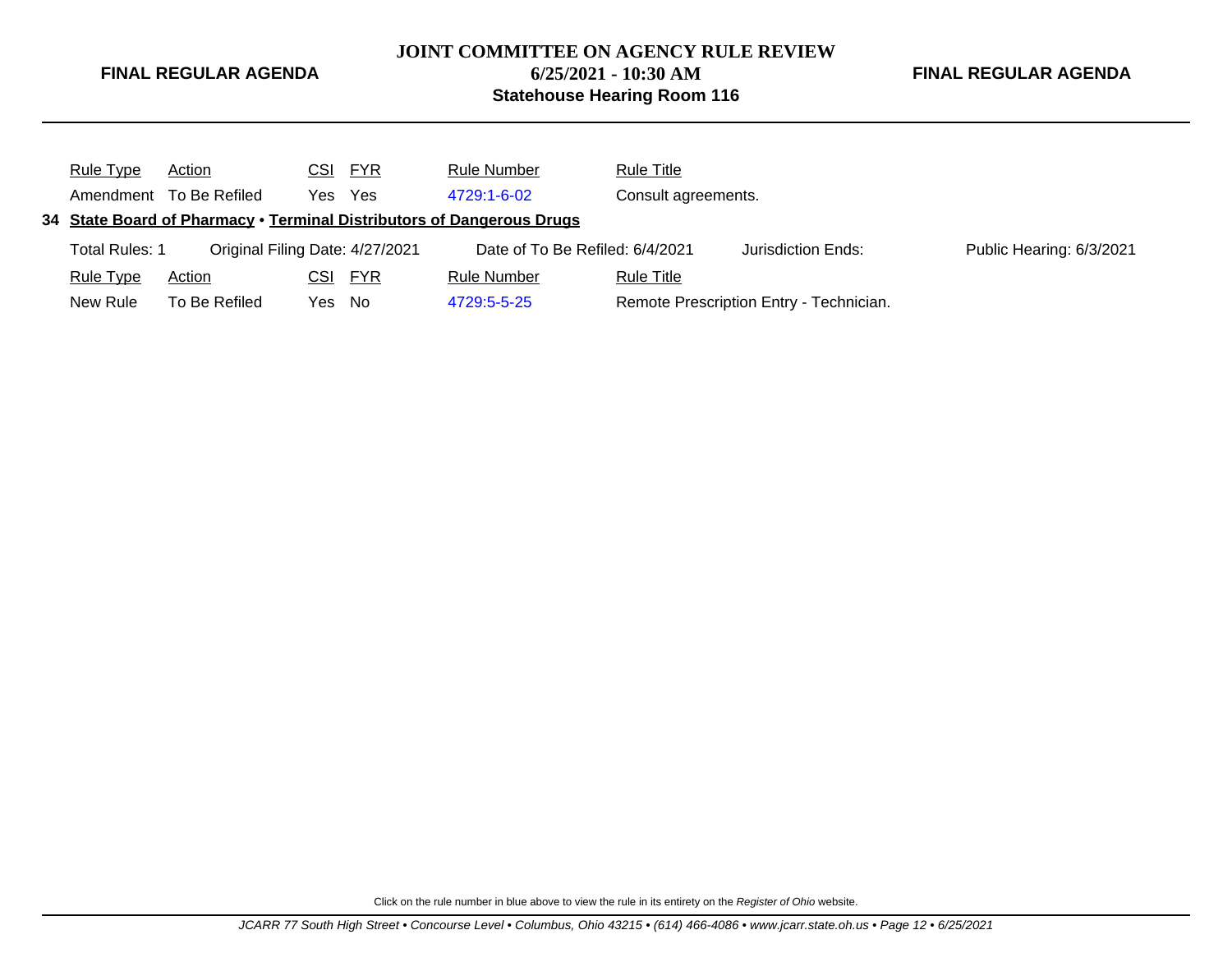| Rule Type | Action | CSI | FYR | Rule Number | Rule Title |
|---|---|---|---|---|---|
| Amendment | To Be Refiled | Yes | Yes | 4729:1-6-02 | Consult agreements. |

**34 State Board of Pharmacy • Terminal Distributors of Dangerous Drugs**

Total Rules: 1 Original Filing Date: 4/27/2021 Date of To Be Refiled: 6/4/2021 Jurisdiction Ends: Public Hearing: 6/3/2021

| Rule Type | Action | CSI | FYR | Rule Number | Rule Title |
|---|---|---|---|---|---|
| New Rule | To Be Refiled | Yes | No | 4729:5-5-25 | Remote Prescription Entry - Technician. |

Click on the rule number in blue above to view the rule in its entirety on the *Register of Ohio* website.